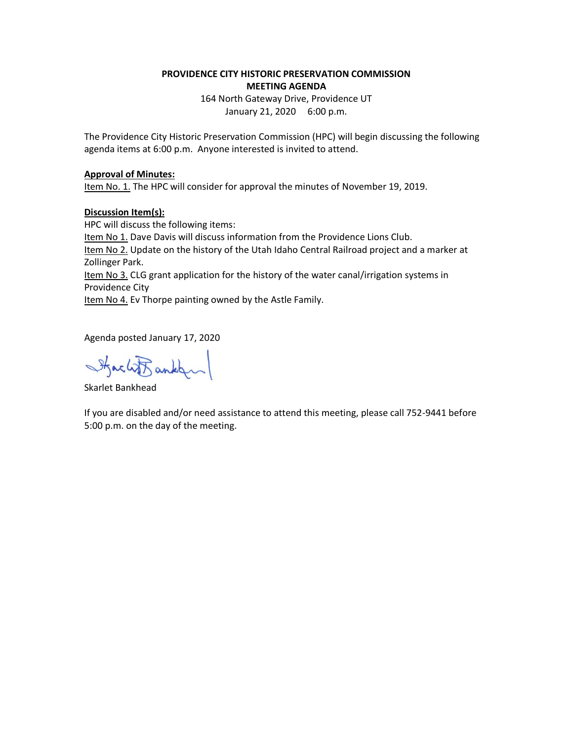**PROVIDENCE CITY HISTORIC PRESERVATION COMMISSION**
**MEETING AGENDA**

164 North Gateway Drive, Providence UT
January 21, 2020 6:00 p.m.

The Providence City Historic Preservation Commission (HPC) will begin discussing the following agenda items at 6:00 p.m. Anyone interested is invited to attend.

**Approval of Minutes:**
Item No. 1. The HPC will consider for approval the minutes of November 19, 2019.

**Discussion Item(s):**
HPC will discuss the following items:
Item No 1. Dave Davis will discuss information from the Providence Lions Club.
Item No 2. Update on the history of the Utah Idaho Central Railroad project and a marker at Zollinger Park.
Item No 3. CLG grant application for the history of the water canal/irrigation systems in Providence City
Item No 4. Ev Thorpe painting owned by the Astle Family.

Agenda posted January 17, 2020

Skarlet Bankhead

If you are disabled and/or need assistance to attend this meeting, please call 752-9441 before 5:00 p.m. on the day of the meeting.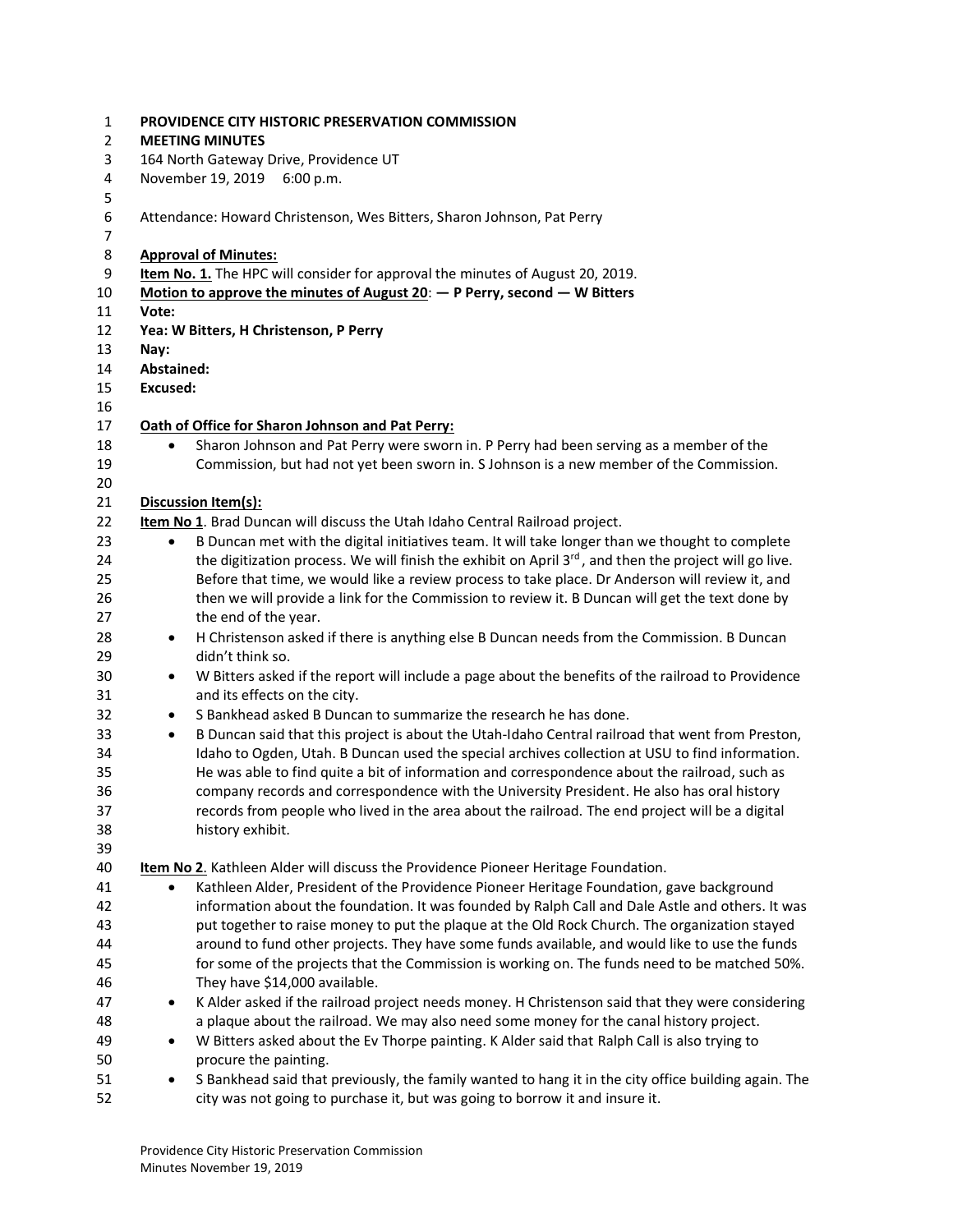**PROVIDENCE CITY HISTORIC PRESERVATION COMMISSION**
**MEETING MINUTES**
164 North Gateway Drive, Providence UT
November 19, 2019 6:00 p.m.

Attendance: Howard Christenson, Wes Bitters, Sharon Johnson, Pat Perry

**Approval of Minutes:**
**Item No. 1.** The HPC will consider for approval the minutes of August 20, 2019.
**Motion to approve the minutes of August 20: — P Perry, second — W Bitters**
**Vote:**
**Yea: W Bitters, H Christenson, P Perry**
**Nay:**
**Abstained:**
**Excused:**

**Oath of Office for Sharon Johnson and Pat Perry:**

- Sharon Johnson and Pat Perry were sworn in. P Perry had been serving as a member of the Commission, but had not yet been sworn in. S Johnson is a new member of the Commission.

**Discussion Item(s):**
**Item No 1**. Brad Duncan will discuss the Utah Idaho Central Railroad project.

- B Duncan met with the digital initiatives team. It will take longer than we thought to complete the digitization process. We will finish the exhibit on April 3rd, and then the project will go live. Before that time, we would like a review process to take place. Dr Anderson will review it, and then we will provide a link for the Commission to review it. B Duncan will get the text done by the end of the year.
- H Christenson asked if there is anything else B Duncan needs from the Commission. B Duncan didn't think so.
- W Bitters asked if the report will include a page about the benefits of the railroad to Providence and its effects on the city.
- S Bankhead asked B Duncan to summarize the research he has done.
- B Duncan said that this project is about the Utah-Idaho Central railroad that went from Preston, Idaho to Ogden, Utah. B Duncan used the special archives collection at USU to find information. He was able to find quite a bit of information and correspondence about the railroad, such as company records and correspondence with the University President. He also has oral history records from people who lived in the area about the railroad. The end project will be a digital history exhibit.

**Item No 2**. Kathleen Alder will discuss the Providence Pioneer Heritage Foundation.

- Kathleen Alder, President of the Providence Pioneer Heritage Foundation, gave background information about the foundation. It was founded by Ralph Call and Dale Astle and others. It was put together to raise money to put the plaque at the Old Rock Church. The organization stayed around to fund other projects. They have some funds available, and would like to use the funds for some of the projects that the Commission is working on. The funds need to be matched 50%. They have $14,000 available.
- K Alder asked if the railroad project needs money. H Christenson said that they were considering a plaque about the railroad. We may also need some money for the canal history project.
- W Bitters asked about the Ev Thorpe painting. K Alder said that Ralph Call is also trying to procure the painting.
- S Bankhead said that previously, the family wanted to hang it in the city office building again. The city was not going to purchase it, but was going to borrow it and insure it.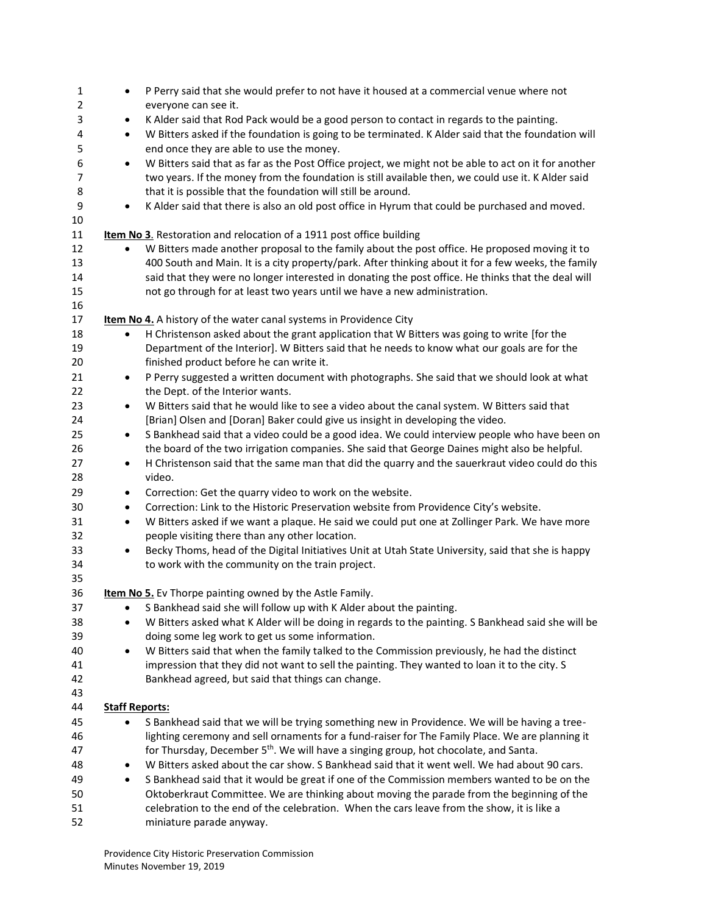- P Perry said that she would prefer to not have it housed at a commercial venue where not everyone can see it.
- K Alder said that Rod Pack would be a good person to contact in regards to the painting.
- W Bitters asked if the foundation is going to be terminated. K Alder said that the foundation will end once they are able to use the money.
- W Bitters said that as far as the Post Office project, we might not be able to act on it for another two years. If the money from the foundation is still available then, we could use it. K Alder said that it is possible that the foundation will still be around.
- K Alder said that there is also an old post office in Hyrum that could be purchased and moved.

**Item No 3**. Restoration and relocation of a 1911 post office building

- W Bitters made another proposal to the family about the post office. He proposed moving it to 400 South and Main. It is a city property/park. After thinking about it for a few weeks, the family said that they were no longer interested in donating the post office. He thinks that the deal will not go through for at least two years until we have a new administration.

**Item No 4.** A history of the water canal systems in Providence City

- H Christenson asked about the grant application that W Bitters was going to write [for the Department of the Interior]. W Bitters said that he needs to know what our goals are for the finished product before he can write it.
- P Perry suggested a written document with photographs. She said that we should look at what the Dept. of the Interior wants.
- W Bitters said that he would like to see a video about the canal system. W Bitters said that [Brian] Olsen and [Doran] Baker could give us insight in developing the video.
- S Bankhead said that a video could be a good idea. We could interview people who have been on the board of the two irrigation companies. She said that George Daines might also be helpful.
- H Christenson said that the same man that did the quarry and the sauerkraut video could do this video.
- Correction: Get the quarry video to work on the website.
- Correction: Link to the Historic Preservation website from Providence City's website.
- W Bitters asked if we want a plaque. He said we could put one at Zollinger Park. We have more people visiting there than any other location.
- Becky Thoms, head of the Digital Initiatives Unit at Utah State University, said that she is happy to work with the community on the train project.

**Item No 5.** Ev Thorpe painting owned by the Astle Family.

- S Bankhead said she will follow up with K Alder about the painting.
- W Bitters asked what K Alder will be doing in regards to the painting. S Bankhead said she will be doing some leg work to get us some information.
- W Bitters said that when the family talked to the Commission previously, he had the distinct impression that they did not want to sell the painting. They wanted to loan it to the city. S Bankhead agreed, but said that things can change.

**Staff Reports:**

- S Bankhead said that we will be trying something new in Providence. We will be having a tree-lighting ceremony and sell ornaments for a fund-raiser for The Family Place. We are planning it for Thursday, December 5th. We will have a singing group, hot chocolate, and Santa.
- W Bitters asked about the car show. S Bankhead said that it went well. We had about 90 cars.
- S Bankhead said that it would be great if one of the Commission members wanted to be on the Oktoberkraut Committee. We are thinking about moving the parade from the beginning of the celebration to the end of the celebration. When the cars leave from the show, it is like a miniature parade anyway.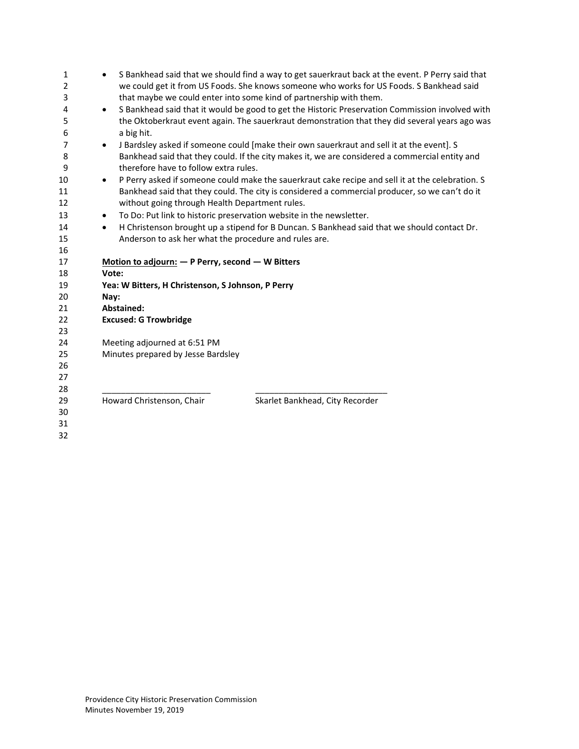- S Bankhead said that we should find a way to get sauerkraut back at the event. P Perry said that we could get it from US Foods. She knows someone who works for US Foods. S Bankhead said that maybe we could enter into some kind of partnership with them.
- S Bankhead said that it would be good to get the Historic Preservation Commission involved with the Oktoberkraut event again. The sauerkraut demonstration that they did several years ago was a big hit.
- J Bardsley asked if someone could [make their own sauerkraut and sell it at the event]. S Bankhead said that they could. If the city makes it, we are considered a commercial entity and therefore have to follow extra rules.
- P Perry asked if someone could make the sauerkraut cake recipe and sell it at the celebration. S Bankhead said that they could. The city is considered a commercial producer, so we can't do it without going through Health Department rules.
- To Do: Put link to historic preservation website in the newsletter.
- H Christenson brought up a stipend for B Duncan. S Bankhead said that we should contact Dr. Anderson to ask her what the procedure and rules are.

**<u>Motion to adjourn:</u> — P Perry, second — W Bitters**
**Vote:**
**Yea: W Bitters, H Christenson, S Johnson, P Perry**
**Nay:**
**Abstained:**
**Excused: G Trowbridge**

Meeting adjourned at 6:51 PM
Minutes prepared by Jesse Bardsley

_______________________ ____________________________
Howard Christenson, Chair Skarlet Bankhead, City Recorder